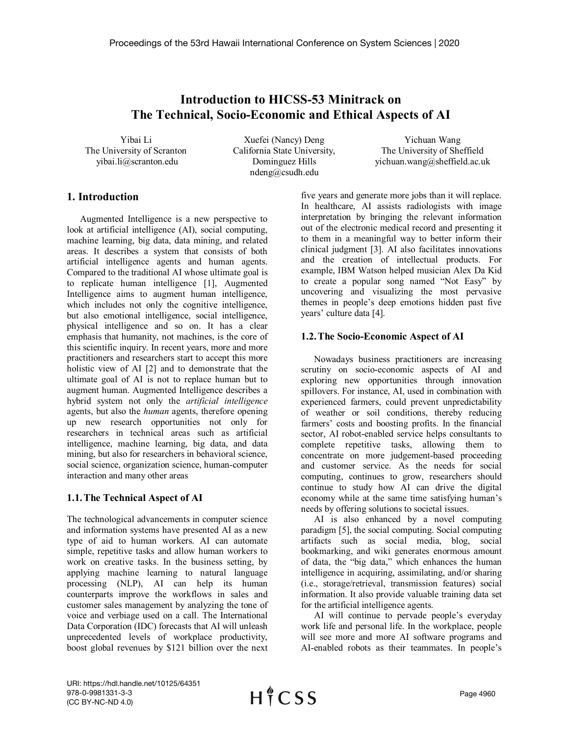# Introduction to HICSS-53 Minitrack on The Technical, Socio-Economic and Ethical Aspects of AI

Yibai Li
The University of Scranton
yibai.li@scranton.edu

Xuefei (Nancy) Deng
California State University, Dominguez Hills
ndeng@csudh.edu

Yichuan Wang
The University of Sheffield
yichuan.wang@sheffield.ac.uk

## 1. Introduction

Augmented Intelligence is a new perspective to look at artificial intelligence (AI), social computing, machine learning, big data, data mining, and related areas. It describes a system that consists of both artificial intelligence agents and human agents. Compared to the traditional AI whose ultimate goal is to replicate human intelligence [1], Augmented Intelligence aims to augment human intelligence, which includes not only the cognitive intelligence, but also emotional intelligence, social intelligence, physical intelligence and so on. It has a clear emphasis that humanity, not machines, is the core of this scientific inquiry. In recent years, more and more practitioners and researchers start to accept this more holistic view of AI [2] and to demonstrate that the ultimate goal of AI is not to replace human but to augment human. Augmented Intelligence describes a hybrid system not only the *artificial intelligence* agents, but also the *human* agents, therefore opening up new research opportunities not only for researchers in technical areas such as artificial intelligence, machine learning, big data, and data mining, but also for researchers in behavioral science, social science, organization science, human-computer interaction and many other areas

### 1.1. The Technical Aspect of AI

The technological advancements in computer science and information systems have presented AI as a new type of aid to human workers. AI can automate simple, repetitive tasks and allow human workers to work on creative tasks. In the business setting, by applying machine learning to natural language processing (NLP), AI can help its human counterparts improve the workflows in sales and customer sales management by analyzing the tone of voice and verbiage used on a call. The International Data Corporation (IDC) forecasts that AI will unleash unprecedented levels of workplace productivity, boost global revenues by $121 billion over the next five years and generate more jobs than it will replace. In healthcare, AI assists radiologists with image interpretation by bringing the relevant information out of the electronic medical record and presenting it to them in a meaningful way to better inform their clinical judgment [3]. AI also facilitates innovations and the creation of intellectual products. For example, IBM Watson helped musician Alex Da Kid to create a popular song named "Not Easy" by uncovering and visualizing the most pervasive themes in people's deep emotions hidden past five years' culture data [4].

### 1.2. The Socio-Economic Aspect of AI

Nowadays business practitioners are increasing scrutiny on socio-economic aspects of AI and exploring new opportunities through innovation spillovers. For instance, AI, used in combination with experienced farmers, could prevent unpredictability of weather or soil conditions, thereby reducing farmers' costs and boosting profits. In the financial sector, AI robot-enabled service helps consultants to complete repetitive tasks, allowing them to concentrate on more judgement-based proceeding and customer service. As the needs for social computing, continues to grow, researchers should continue to study how AI can drive the digital economy while at the same time satisfying human's needs by offering solutions to societal issues.

AI is also enhanced by a novel computing paradigm [5], the social computing. Social computing artifacts such as social media, blog, social bookmarking, and wiki generates enormous amount of data, the "big data," which enhances the human intelligence in acquiring, assimilating, and/or sharing (i.e., storage/retrieval, transmission features) social information. It also provide valuable training data set for the artificial intelligence agents.

AI will continue to pervade people's everyday work life and personal life. In the workplace, people will see more and more AI software programs and AI-enabled robots as their teammates. In people's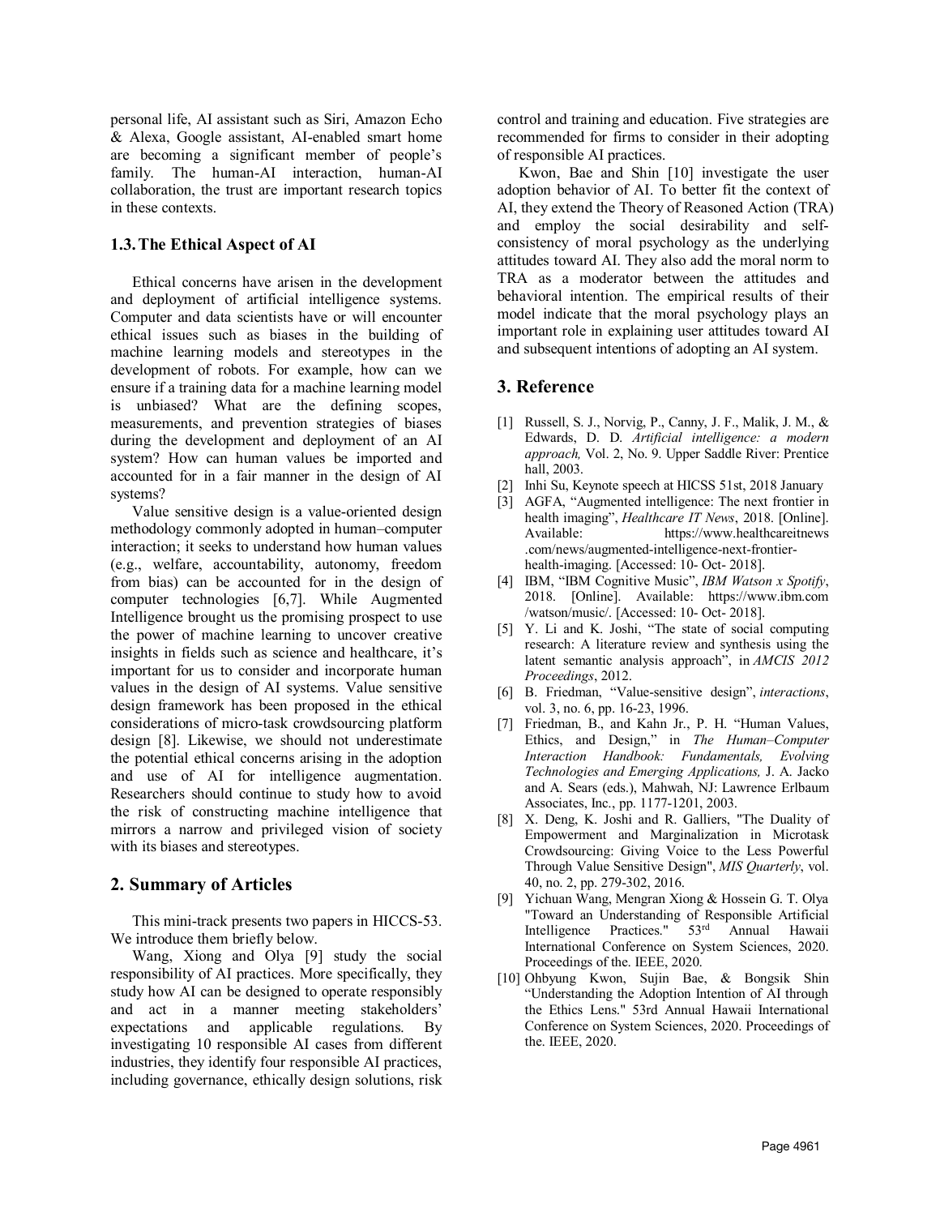personal life, AI assistant such as Siri, Amazon Echo & Alexa, Google assistant, AI-enabled smart home are becoming a significant member of people's family. The human-AI interaction, human-AI collaboration, the trust are important research topics in these contexts.

### 1.3. The Ethical Aspect of AI

Ethical concerns have arisen in the development and deployment of artificial intelligence systems. Computer and data scientists have or will encounter ethical issues such as biases in the building of machine learning models and stereotypes in the development of robots. For example, how can we ensure if a training data for a machine learning model is unbiased? What are the defining scopes, measurements, and prevention strategies of biases during the development and deployment of an AI system? How can human values be imported and accounted for in a fair manner in the design of AI systems?

Value sensitive design is a value-oriented design methodology commonly adopted in human–computer interaction; it seeks to understand how human values (e.g., welfare, accountability, autonomy, freedom from bias) can be accounted for in the design of computer technologies [6,7]. While Augmented Intelligence brought us the promising prospect to use the power of machine learning to uncover creative insights in fields such as science and healthcare, it's important for us to consider and incorporate human values in the design of AI systems. Value sensitive design framework has been proposed in the ethical considerations of micro-task crowdsourcing platform design [8]. Likewise, we should not underestimate the potential ethical concerns arising in the adoption and use of AI for intelligence augmentation. Researchers should continue to study how to avoid the risk of constructing machine intelligence that mirrors a narrow and privileged vision of society with its biases and stereotypes.

## 2. Summary of Articles

This mini-track presents two papers in HICCS-53. We introduce them briefly below.

Wang, Xiong and Olya [9] study the social responsibility of AI practices. More specifically, they study how AI can be designed to operate responsibly and act in a manner meeting stakeholders' expectations and applicable regulations. By investigating 10 responsible AI cases from different industries, they identify four responsible AI practices, including governance, ethically design solutions, risk control and training and education. Five strategies are recommended for firms to consider in their adopting of responsible AI practices.

Kwon, Bae and Shin [10] investigate the user adoption behavior of AI. To better fit the context of AI, they extend the Theory of Reasoned Action (TRA) and employ the social desirability and self-consistency of moral psychology as the underlying attitudes toward AI. They also add the moral norm to TRA as a moderator between the attitudes and behavioral intention. The empirical results of their model indicate that the moral psychology plays an important role in explaining user attitudes toward AI and subsequent intentions of adopting an AI system.

## 3. Reference

[1] Russell, S. J., Norvig, P., Canny, J. F., Malik, J. M., & Edwards, D. D. *Artificial intelligence: a modern approach,* Vol. 2, No. 9. Upper Saddle River: Prentice hall, 2003.

[2] Inhi Su, Keynote speech at HICSS 51st, 2018 January

[3] AGFA, "Augmented intelligence: The next frontier in health imaging", *Healthcare IT News*, 2018. [Online]. Available: https://www.healthcareitnews.com/news/augmented-intelligence-next-frontier-health-imaging. [Accessed: 10- Oct- 2018].

[4] IBM, "IBM Cognitive Music", *IBM Watson x Spotify*, 2018. [Online]. Available: https://www.ibm.com/watson/music/. [Accessed: 10- Oct- 2018].

[5] Y. Li and K. Joshi, "The state of social computing research: A literature review and synthesis using the latent semantic analysis approach", in *AMCIS 2012 Proceedings*, 2012.

[6] B. Friedman, "Value-sensitive design", *interactions*, vol. 3, no. 6, pp. 16-23, 1996.

[7] Friedman, B., and Kahn Jr., P. H. "Human Values, Ethics, and Design," in *The Human–Computer Interaction Handbook: Fundamentals, Evolving Technologies and Emerging Applications,* J. A. Jacko and A. Sears (eds.), Mahwah, NJ: Lawrence Erlbaum Associates, Inc., pp. 1177-1201, 2003.

[8] X. Deng, K. Joshi and R. Galliers, "The Duality of Empowerment and Marginalization in Microtask Crowdsourcing: Giving Voice to the Less Powerful Through Value Sensitive Design", *MIS Quarterly*, vol. 40, no. 2, pp. 279-302, 2016.

[9] Yichuan Wang, Mengran Xiong & Hossein G. T. Olya "Toward an Understanding of Responsible Artificial Intelligence Practices." 53rd Annual Hawaii International Conference on System Sciences, 2020. Proceedings of the. IEEE, 2020.

[10] Ohbyung Kwon, Sujin Bae, & Bongsik Shin "Understanding the Adoption Intention of AI through the Ethics Lens." 53rd Annual Hawaii International Conference on System Sciences, 2020. Proceedings of the. IEEE, 2020.